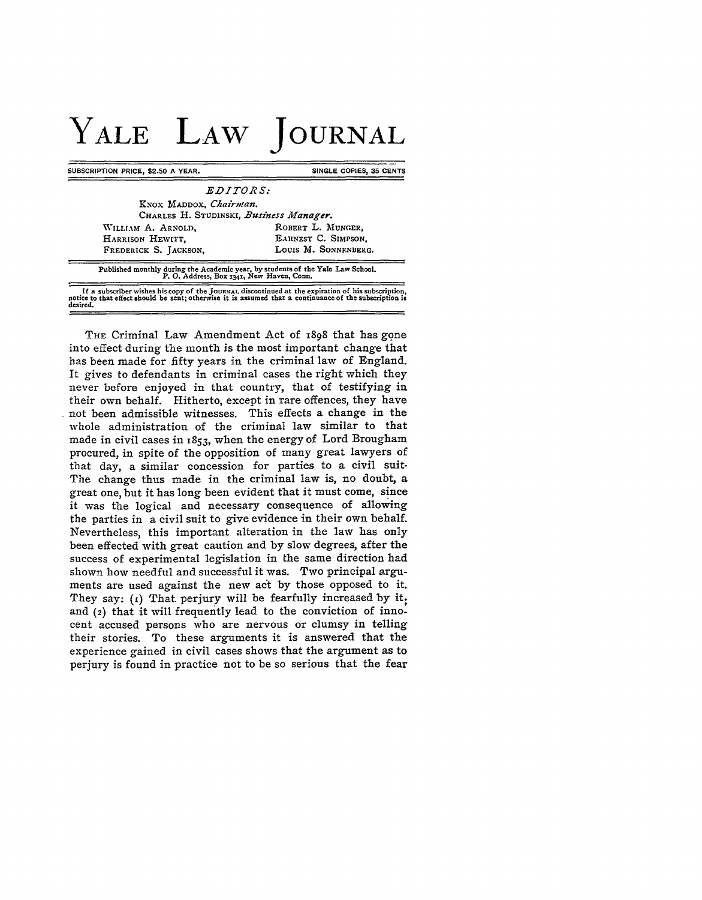# YALE LAW JOURNAL

SUBSCRIPTION PRICE, $2.50 A YEAR. SINGLE COPIES, 35 CENTS

*EDITORS:*

KNOX MADDOX, *Chairman.*
CHARLES H. STUDINSKI, *Business Manager.*

WILLIAM A. ARNOLD, ROBERT L. MUNGER,
HARRISON HEWITT, EARNEST C. SIMPSON,
FREDERICK S. JACKSON, LOUIS M. SONNENBERG.

Published monthly during the Academic year, by students of the Yale Law School.
P. O. Address, Box 1341, New Haven, Conn.

If a subscriber wishes his copy of the JOURNAL discontinued at the expiration of his subscription, notice to that effect should be sent; otherwise it is assumed that a continuance of the subscription is desired.

THE Criminal Law Amendment Act of 1898 that has gone into effect during the month is the most important change that has been made for fifty years in the criminal law of England. It gives to defendants in criminal cases the right which they never before enjoyed in that country, that of testifying in their own behalf. Hitherto, except in rare offences, they have not been admissible witnesses. This effects a change in the whole administration of the criminal law similar to that made in civil cases in 1853, when the energy of Lord Brougham procured, in spite of the opposition of many great lawyers of that day, a similar concession for parties to a civil suit. The change thus made in the criminal law is, no doubt, a great one, but it has long been evident that it must come, since it was the logical and necessary consequence of allowing the parties in a civil suit to give evidence in their own behalf. Nevertheless, this important alteration in the law has only been effected with great caution and by slow degrees, after the success of experimental legislation in the same direction had shown how needful and successful it was. Two principal arguments are used against the new act by those opposed to it. They say: (1) That perjury will be fearfully increased by it; and (2) that it will frequently lead to the conviction of innocent accused persons who are nervous or clumsy in telling their stories. To these arguments it is answered that the experience gained in civil cases shows that the argument as to perjury is found in practice not to be so serious that the fear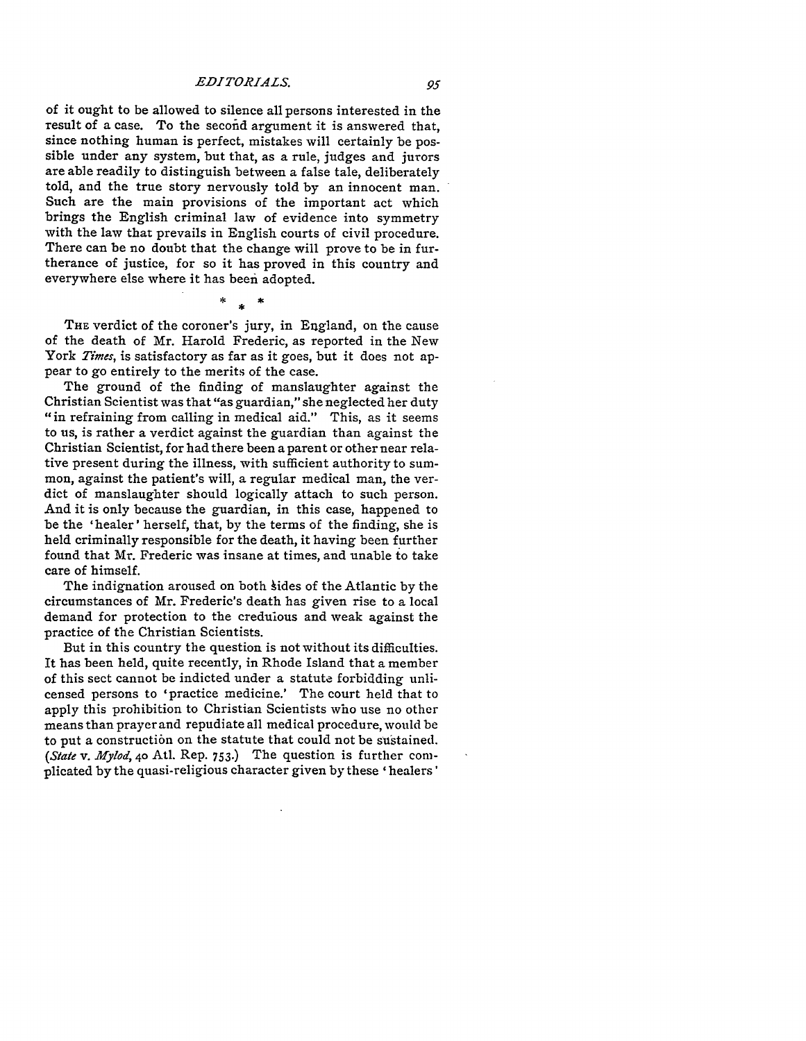of it ought to be allowed to silence all persons interested in the result of a case. To the second argument it is answered that, since nothing human is perfect, mistakes will certainly be possible under any system, but that, as a rule, judges and jurors are able readily to distinguish between a false tale, deliberately told, and the true story nervously told by an innocent man. Such are the main provisions of the important act which brings the English criminal law of evidence into symmetry with the law that prevails in English courts of civil procedure. There can be no doubt that the change will prove to be in furtherance of justice, for so it has proved in this country and everywhere else where it has been adopted.

\* \* \*

THE verdict of the coroner's jury, in England, on the cause of the death of Mr. Harold Frederic, as reported in the New York *Times*, is satisfactory as far as it goes, but it does not appear to go entirely to the merits of the case.

The ground of the finding of manslaughter against the Christian Scientist was that "as guardian," she neglected her duty "in refraining from calling in medical aid." This, as it seems to us, is rather a verdict against the guardian than against the Christian Scientist, for had there been a parent or other near relative present during the illness, with sufficient authority to summon, against the patient's will, a regular medical man, the verdict of manslaughter should logically attach to such person. And it is only because the guardian, in this case, happened to be the 'healer' herself, that, by the terms of the finding, she is held criminally responsible for the death, it having been further found that Mr. Frederic was insane at times, and unable to take care of himself.

The indignation aroused on both sides of the Atlantic by the circumstances of Mr. Frederic's death has given rise to a local demand for protection to the credulous and weak against the practice of the Christian Scientists.

But in this country the question is not without its difficulties. It has been held, quite recently, in Rhode Island that a member of this sect cannot be indicted under a statute forbidding unlicensed persons to 'practice medicine.' The court held that to apply this prohibition to Christian Scientists who use no other means than prayer and repudiate all medical procedure, would be to put a construction on the statute that could not be sustained. (*State* v. *Mylod*, 40 Atl. Rep. 753.) The question is further complicated by the quasi-religious character given by these 'healers'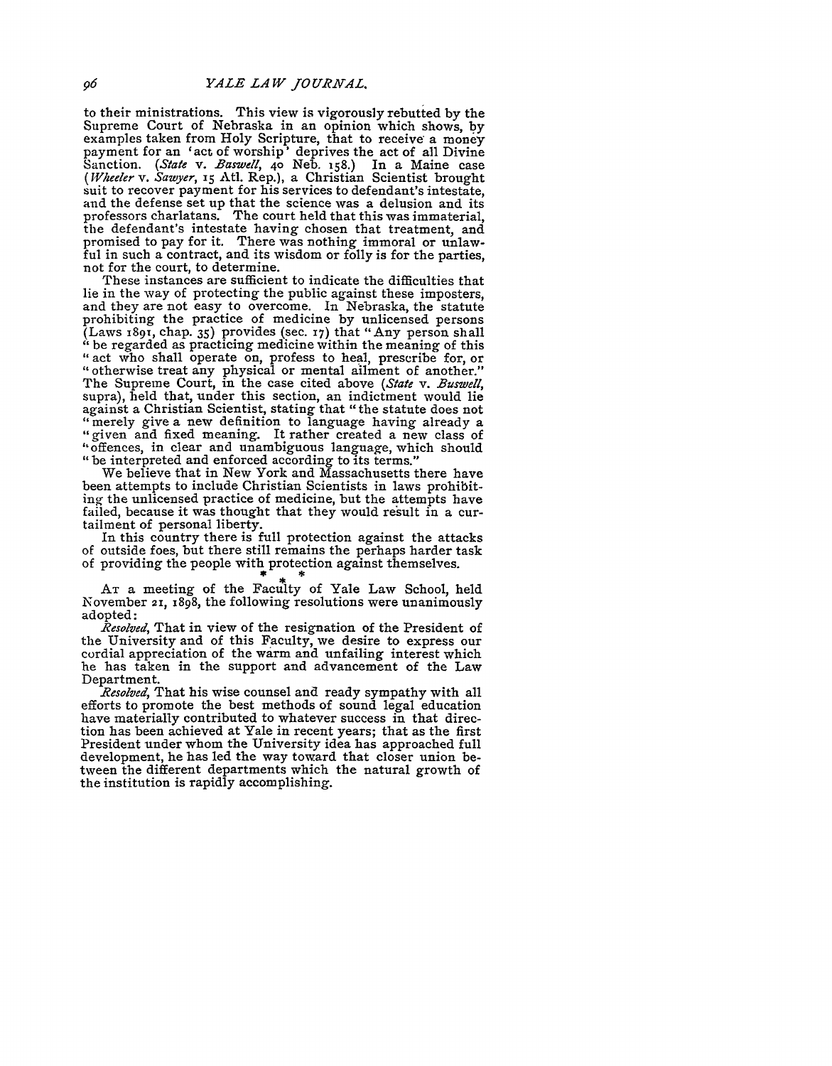to their ministrations. This view is vigorously rebutted by the Supreme Court of Nebraska in an opinion which shows, by examples taken from Holy Scripture, that to receive a money payment for an 'act of worship' deprives the act of all Divine Sanction. (*State* v. *Baswell*, 40 Neb. 158.) In a Maine case (*Wheeler* v. *Sawyer*, 15 Atl. Rep.), a Christian Scientist brought suit to recover payment for his services to defendant's intestate, and the defense set up that the science was a delusion and its professors charlatans. The court held that this was immaterial, the defendant's intestate having chosen that treatment, and promised to pay for it. There was nothing immoral or unlawful in such a contract, and its wisdom or folly is for the parties, not for the court, to determine.

These instances are sufficient to indicate the difficulties that lie in the way of protecting the public against these imposters, and they are not easy to overcome. In Nebraska, the statute prohibiting the practice of medicine by unlicensed persons (Laws 1891, chap. 35) provides (sec. 17) that "Any person shall "be regarded as practicing medicine within the meaning of this "act who shall operate on, profess to heal, prescribe for, or "otherwise treat any physical or mental ailment of another." The Supreme Court, in the case cited above (*State* v. *Buswell*, supra), held that, under this section, an indictment would lie against a Christian Scientist, stating that "the statute does not "merely give a new definition to language having already a "given and fixed meaning. It rather created a new class of "offences, in clear and unambiguous language, which should "be interpreted and enforced according to its terms."

We believe that in New York and Massachusetts there have been attempts to include Christian Scientists in laws prohibiting the unlicensed practice of medicine, but the attempts have failed, because it was thought that they would result in a curtailment of personal liberty.

In this country there is full protection against the attacks of outside foes, but there still remains the perhaps harder task of providing the people with protection against themselves.

\* \* \*

At a meeting of the Faculty of Yale Law School, held November 21, 1898, the following resolutions were unanimously adopted:

*Resolved*, That in view of the resignation of the President of the University and of this Faculty, we desire to express our cordial appreciation of the warm and unfailing interest which he has taken in the support and advancement of the Law Department.

*Resolved*, That his wise counsel and ready sympathy with all efforts to promote the best methods of sound legal education have materially contributed to whatever success in that direction has been achieved at Yale in recent years; that as the first President under whom the University idea has approached full development, he has led the way toward that closer union between the different departments which the natural growth of the institution is rapidly accomplishing.